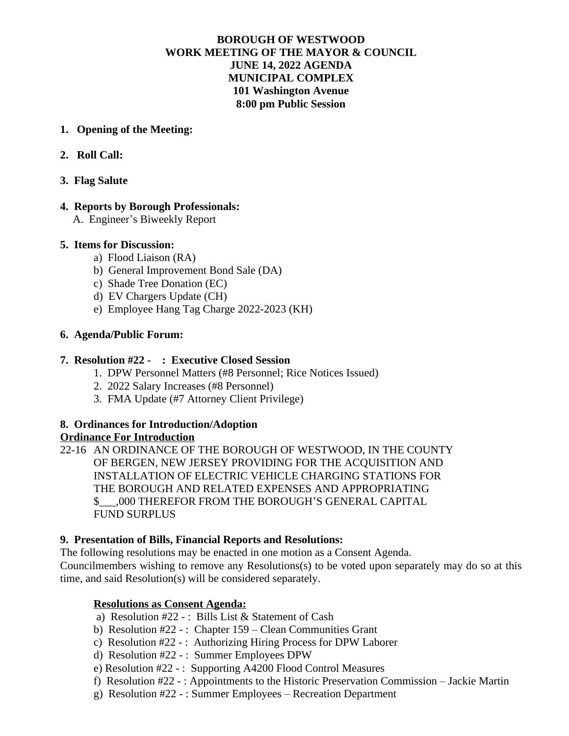# BOROUGH OF WESTWOOD
## WORK MEETING OF THE MAYOR & COUNCIL
## JUNE 14, 2022 AGENDA
## MUNICIPAL COMPLEX
## 101 Washington Avenue
## 8:00 pm Public Session

**1. Opening of the Meeting:**

**2. Roll Call:**

**3. Flag Salute**

**4. Reports by Borough Professionals:**

A. Engineer's Biweekly Report

**5. Items for Discussion:**

a) Flood Liaison (RA)
b) General Improvement Bond Sale (DA)
c) Shade Tree Donation (EC)
d) EV Chargers Update (CH)
e) Employee Hang Tag Charge 2022-2023 (KH)

**6. Agenda/Public Forum:**

**7. Resolution #22 - : Executive Closed Session**

1. DPW Personnel Matters (#8 Personnel; Rice Notices Issued)
2. 2022 Salary Increases (#8 Personnel)
3. FMA Update (#7 Attorney Client Privilege)

**8. Ordinances for Introduction/Adoption**

**Ordinance For Introduction**

22-16 AN ORDINANCE OF THE BOROUGH OF WESTWOOD, IN THE COUNTY OF BERGEN, NEW JERSEY PROVIDING FOR THE ACQUISITION AND INSTALLATION OF ELECTRIC VEHICLE CHARGING STATIONS FOR THE BOROUGH AND RELATED EXPENSES AND APPROPRIATING $___,000 THEREFOR FROM THE BOROUGH'S GENERAL CAPITAL FUND SURPLUS

**9. Presentation of Bills, Financial Reports and Resolutions:**

The following resolutions may be enacted in one motion as a Consent Agenda.
Councilmembers wishing to remove any Resolutions(s) to be voted upon separately may do so at this time, and said Resolution(s) will be considered separately.

**Resolutions as Consent Agenda:**

a) Resolution #22 - : Bills List & Statement of Cash
b) Resolution #22 - : Chapter 159 – Clean Communities Grant
c) Resolution #22 - : Authorizing Hiring Process for DPW Laborer
d) Resolution #22 - : Summer Employees DPW
e) Resolution #22 - : Supporting A4200 Flood Control Measures
f) Resolution #22 - : Appointments to the Historic Preservation Commission – Jackie Martin
g) Resolution #22 - : Summer Employees – Recreation Department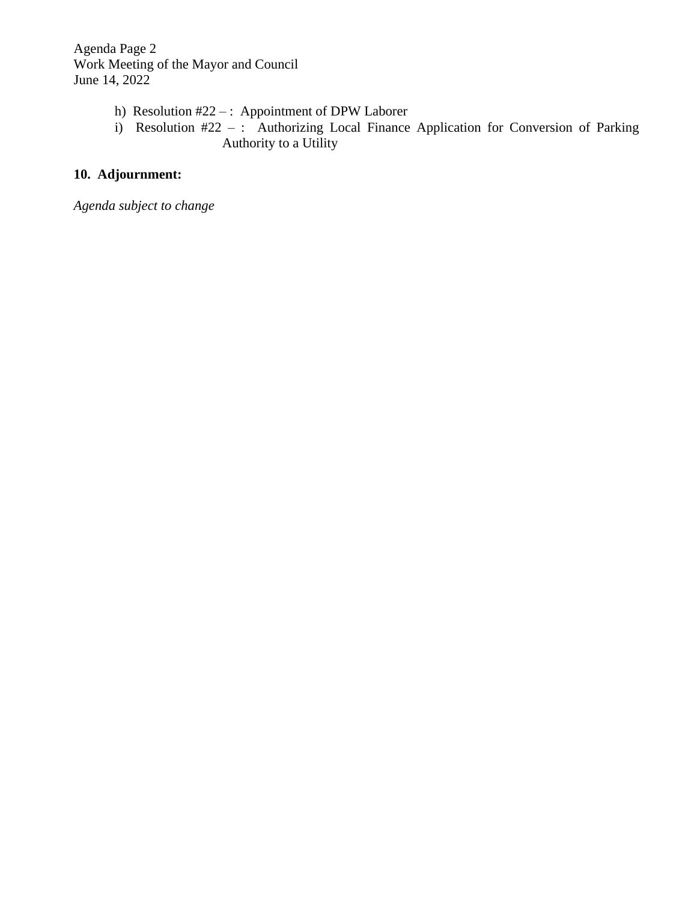h) Resolution #22 – : Appointment of DPW Laborer

i) Resolution #22 – : Authorizing Local Finance Application for Conversion of Parking Authority to a Utility

**10. Adjournment:**

*Agenda subject to change*